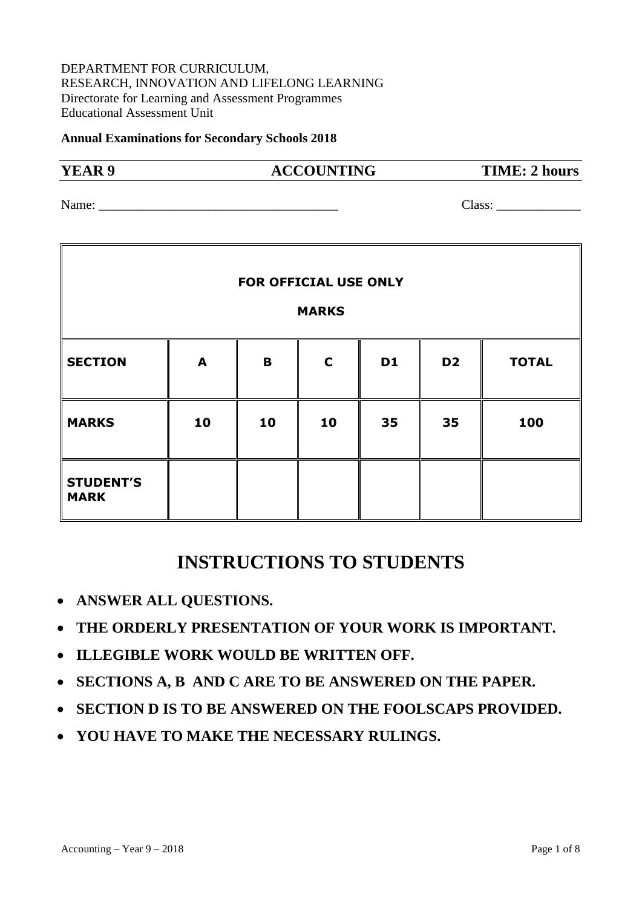DEPARTMENT FOR CURRICULUM,
RESEARCH, INNOVATION AND LIFELONG LEARNING
Directorate for Learning and Assessment Programmes
Educational Assessment Unit

**Annual Examinations for Secondary Schools 2018**

**YEAR 9** **ACCOUNTING** **TIME: 2 hours**

Name: ____________________________________ Class: _____________

| FOR OFFICIAL USE ONLY<br>MARKS | | | | | | |
|---|---|---|---|---|---|---|
| **SECTION** | **A** | **B** | **C** | **D1** | **D2** | **TOTAL** |
| **MARKS** | **10** | **10** | **10** | **35** | **35** | **100** |
| **STUDENT'S MARK** | | | | | | |

# INSTRUCTIONS TO STUDENTS

- **ANSWER ALL QUESTIONS.**
- **THE ORDERLY PRESENTATION OF YOUR WORK IS IMPORTANT.**
- **ILLEGIBLE WORK WOULD BE WRITTEN OFF.**
- **SECTIONS A, B AND C ARE TO BE ANSWERED ON THE PAPER.**
- **SECTION D IS TO BE ANSWERED ON THE FOOLSCAPS PROVIDED.**
- **YOU HAVE TO MAKE THE NECESSARY RULINGS.**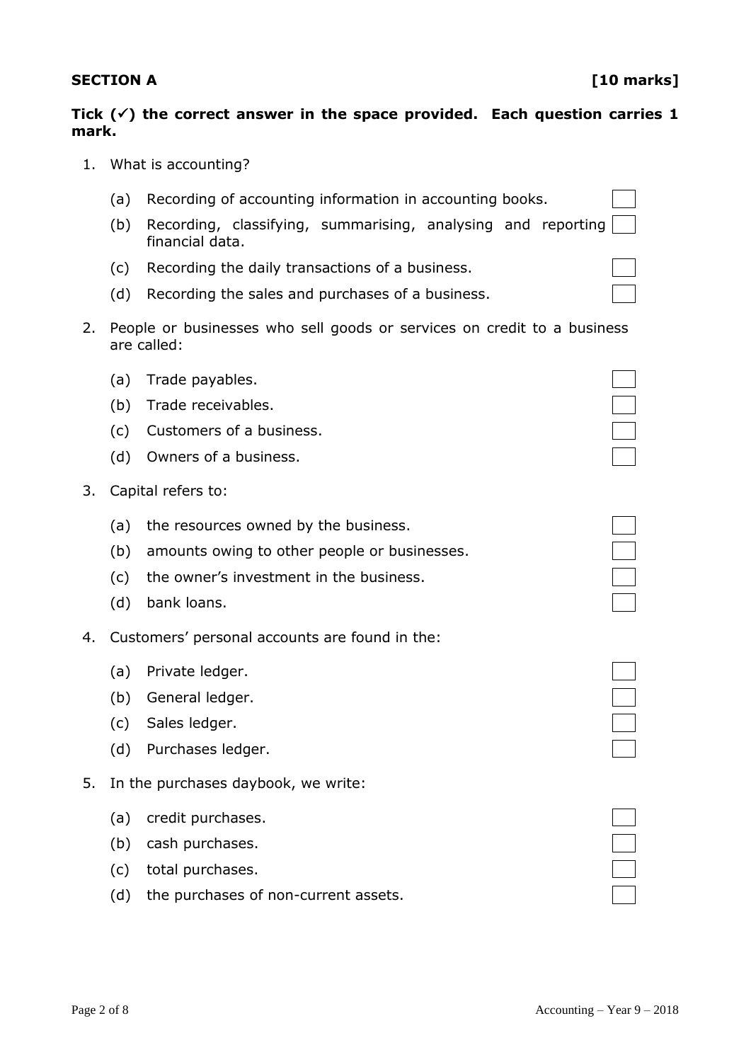**SECTION A** **[10 marks]**

**Tick (✓) the correct answer in the space provided. Each question carries 1 mark.**

1. What is accounting?

   (a) Recording of accounting information in accounting books. ☐

   (b) Recording, classifying, summarising, analysing and reporting financial data. ☐

   (c) Recording the daily transactions of a business. ☐

   (d) Recording the sales and purchases of a business. ☐

2. People or businesses who sell goods or services on credit to a business are called:

   (a) Trade payables. ☐

   (b) Trade receivables. ☐

   (c) Customers of a business. ☐

   (d) Owners of a business. ☐

3. Capital refers to:

   (a) the resources owned by the business. ☐

   (b) amounts owing to other people or businesses. ☐

   (c) the owner's investment in the business. ☐

   (d) bank loans. ☐

4. Customers' personal accounts are found in the:

   (a) Private ledger. ☐

   (b) General ledger. ☐

   (c) Sales ledger. ☐

   (d) Purchases ledger. ☐

5. In the purchases daybook, we write:

   (a) credit purchases. ☐

   (b) cash purchases. ☐

   (c) total purchases. ☐

   (d) the purchases of non-current assets. ☐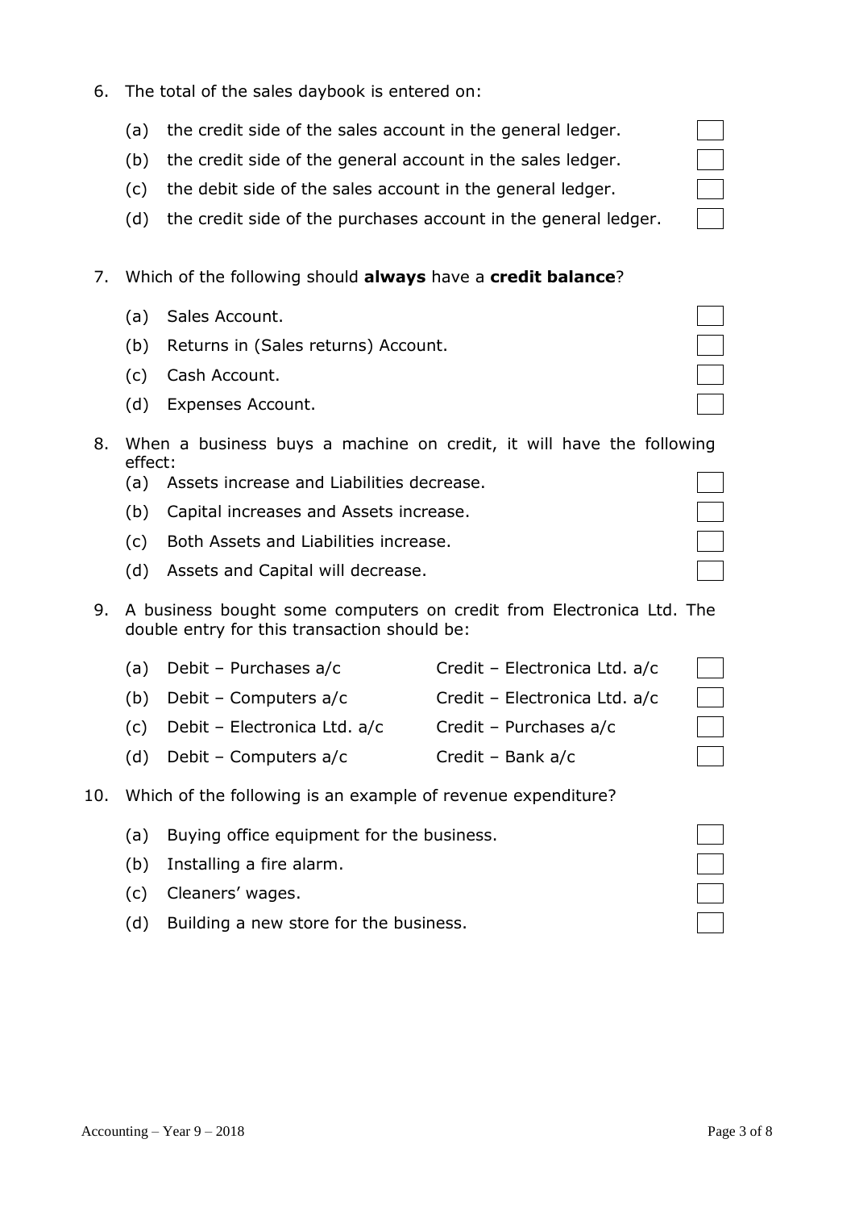6. The total of the sales daybook is entered on:

   (a) the credit side of the sales account in the general ledger. ☐

   (b) the credit side of the general account in the sales ledger. ☐

   (c) the debit side of the sales account in the general ledger. ☐

   (d) the credit side of the purchases account in the general ledger. ☐

7. Which of the following should **always** have a **credit balance**?

   (a) Sales Account. ☐

   (b) Returns in (Sales returns) Account. ☐

   (c) Cash Account. ☐

   (d) Expenses Account. ☐

8. When a business buys a machine on credit, it will have the following effect:

   (a) Assets increase and Liabilities decrease. ☐

   (b) Capital increases and Assets increase. ☐

   (c) Both Assets and Liabilities increase. ☐

   (d) Assets and Capital will decrease. ☐

9. A business bought some computers on credit from Electronica Ltd. The double entry for this transaction should be:

| | Debit | Credit | |
|---|---|---|---|
| (a) | Debit – Purchases a/c | Credit – Electronica Ltd. a/c | ☐ |
| (b) | Debit – Computers a/c | Credit – Electronica Ltd. a/c | ☐ |
| (c) | Debit – Electronica Ltd. a/c | Credit – Purchases a/c | ☐ |
| (d) | Debit – Computers a/c | Credit – Bank a/c | ☐ |

10. Which of the following is an example of revenue expenditure?

    (a) Buying office equipment for the business. ☐

    (b) Installing a fire alarm. ☐

    (c) Cleaners' wages. ☐

    (d) Building a new store for the business. ☐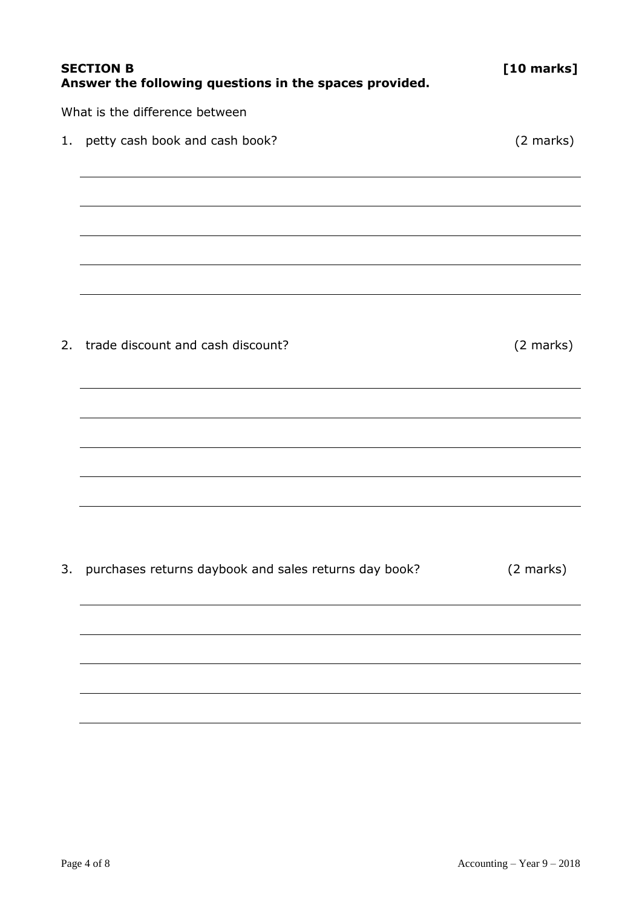**SECTION B** **[10 marks]**
**Answer the following questions in the spaces provided.**

What is the difference between

1. petty cash book and cash book? (2 marks)

2. trade discount and cash discount? (2 marks)

3. purchases returns daybook and sales returns day book? (2 marks)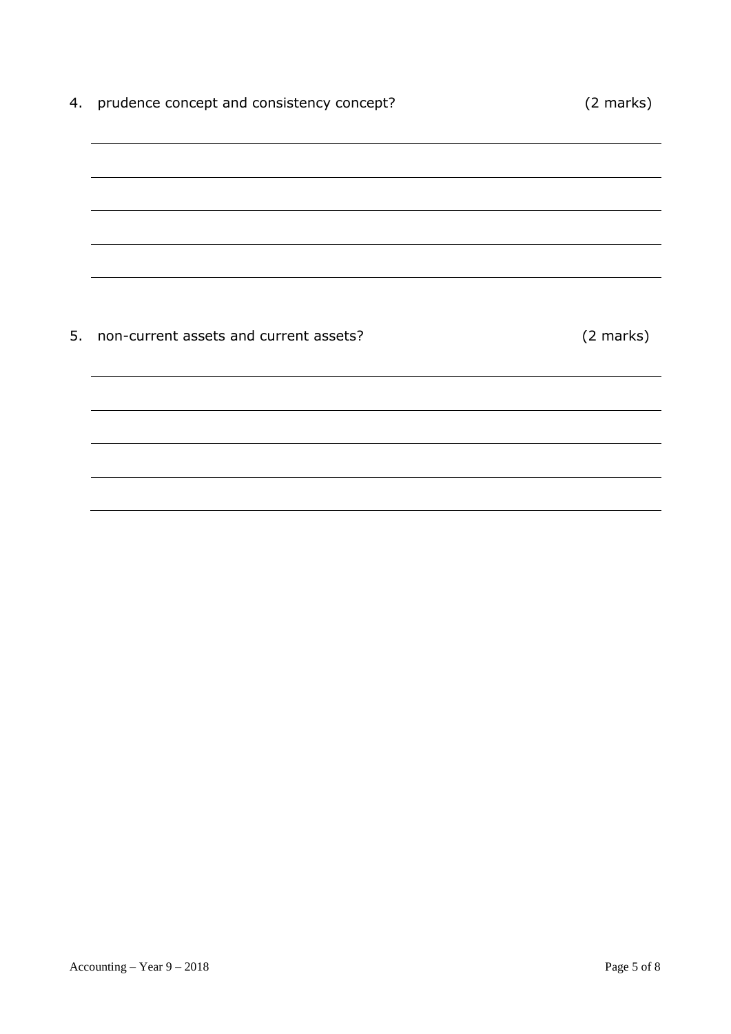4. prudence concept and consistency concept? (2 marks)

5. non-current assets and current assets? (2 marks)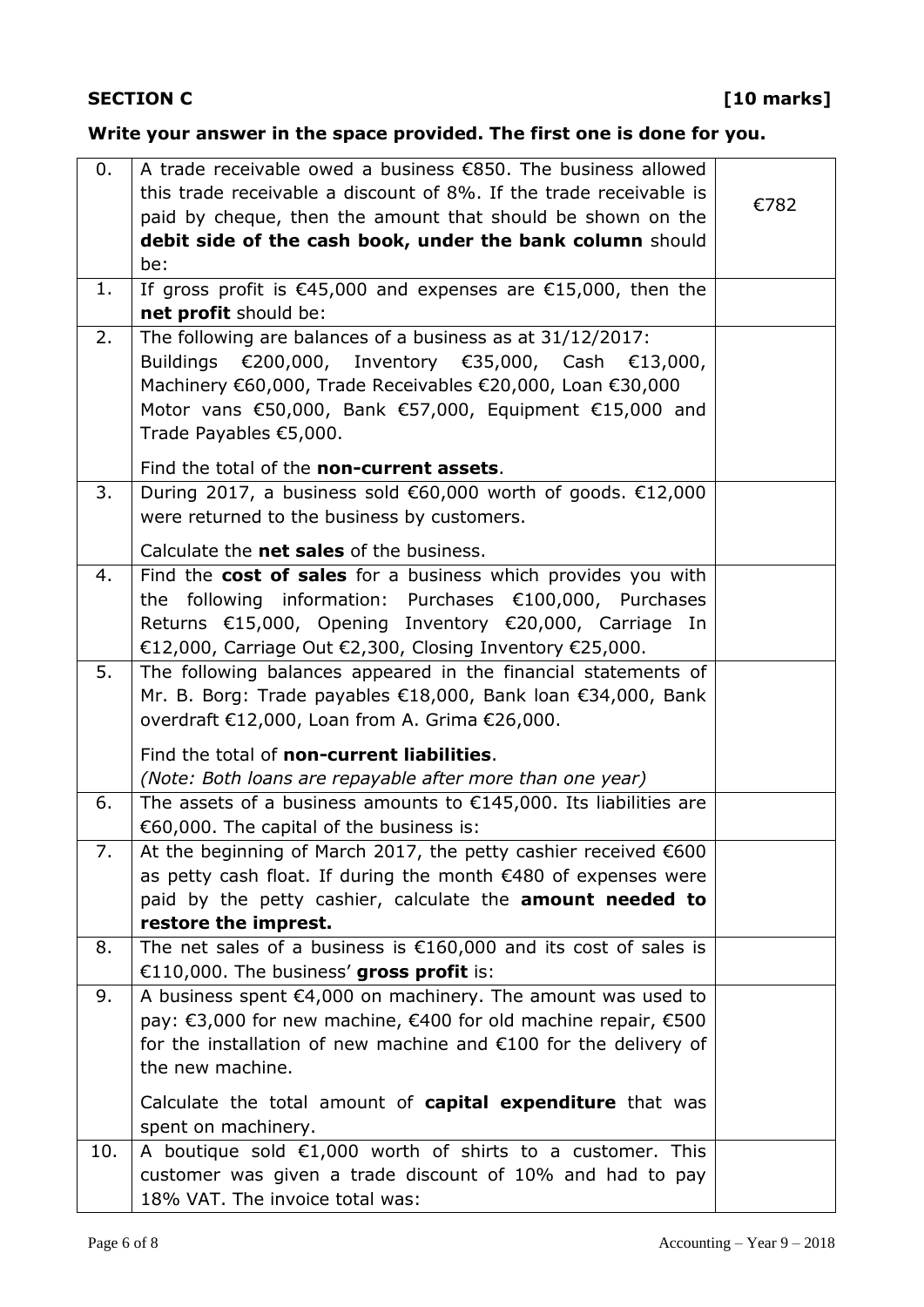**SECTION C** **[10 marks]**

**Write your answer in the space provided. The first one is done for you.**

| | | |
|---|---|---|
| 0. | A trade receivable owed a business €850. The business allowed this trade receivable a discount of 8%. If the trade receivable is paid by cheque, then the amount that should be shown on the **debit side of the cash book, under the bank column** should be: | €782 |
| 1. | If gross profit is €45,000 and expenses are €15,000, then the **net profit** should be: | |
| 2. | The following are balances of a business as at 31/12/2017: Buildings €200,000, Inventory €35,000, Cash €13,000, Machinery €60,000, Trade Receivables €20,000, Loan €30,000 Motor vans €50,000, Bank €57,000, Equipment €15,000 and Trade Payables €5,000.<br><br>Find the total of the **non-current assets**. | |
| 3. | During 2017, a business sold €60,000 worth of goods. €12,000 were returned to the business by customers.<br><br>Calculate the **net sales** of the business. | |
| 4. | Find the **cost of sales** for a business which provides you with the following information: Purchases €100,000, Purchases Returns €15,000, Opening Inventory €20,000, Carriage In €12,000, Carriage Out €2,300, Closing Inventory €25,000. | |
| 5. | The following balances appeared in the financial statements of Mr. B. Borg: Trade payables €18,000, Bank loan €34,000, Bank overdraft €12,000, Loan from A. Grima €26,000.<br><br>Find the total of **non-current liabilities**.<br>*(Note: Both loans are repayable after more than one year)* | |
| 6. | The assets of a business amounts to €145,000. Its liabilities are €60,000. The capital of the business is: | |
| 7. | At the beginning of March 2017, the petty cashier received €600 as petty cash float. If during the month €480 of expenses were paid by the petty cashier, calculate the **amount needed to restore the imprest.** | |
| 8. | The net sales of a business is €160,000 and its cost of sales is €110,000. The business' **gross profit** is: | |
| 9. | A business spent €4,000 on machinery. The amount was used to pay: €3,000 for new machine, €400 for old machine repair, €500 for the installation of new machine and €100 for the delivery of the new machine.<br><br>Calculate the total amount of **capital expenditure** that was spent on machinery. | |
| 10. | A boutique sold €1,000 worth of shirts to a customer. This customer was given a trade discount of 10% and had to pay 18% VAT. The invoice total was: | |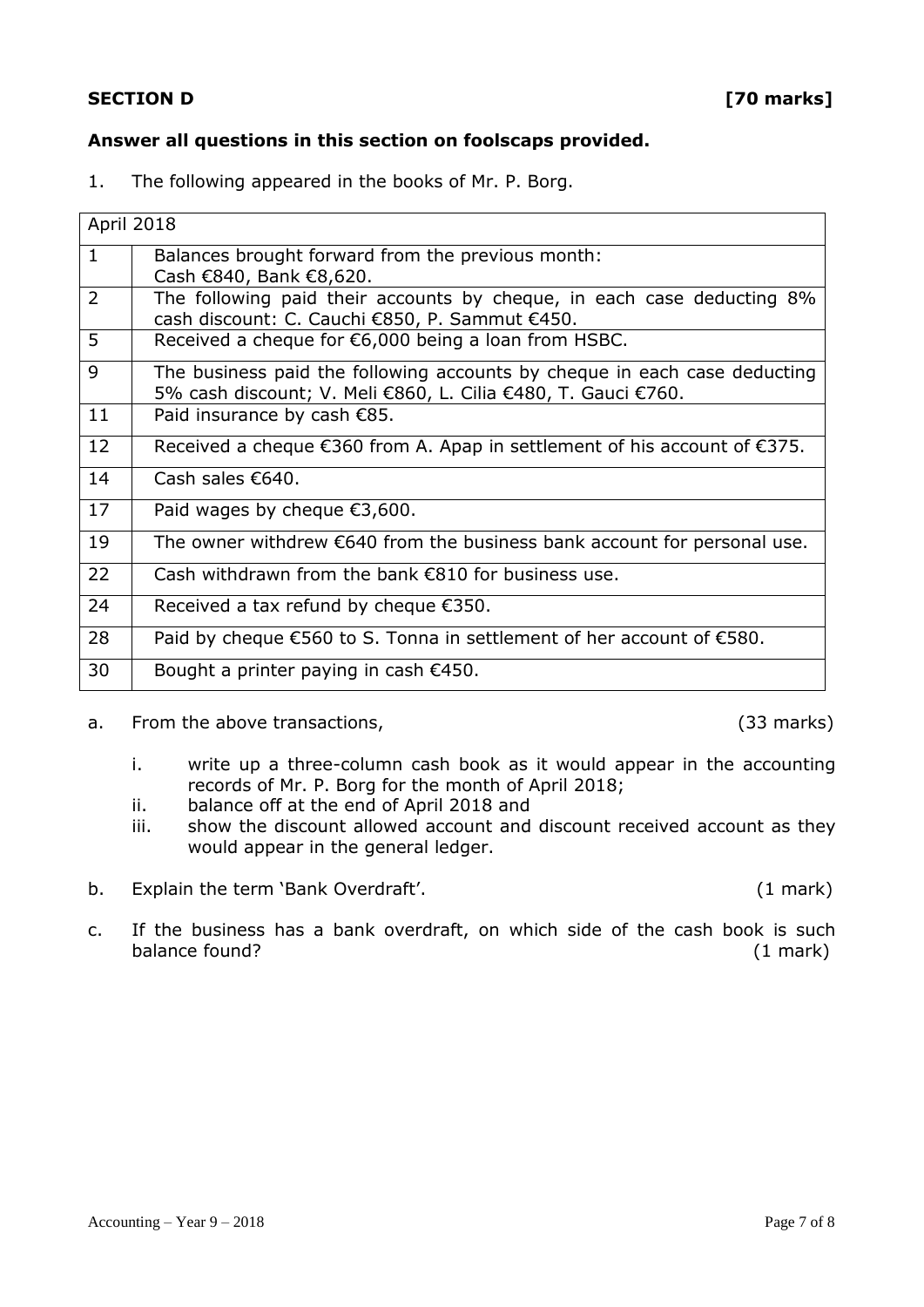**SECTION D** **[70 marks]**

**Answer all questions in this section on foolscaps provided.**

1. The following appeared in the books of Mr. P. Borg.

| April 2018 | |
|---|---|
| 1 | Balances brought forward from the previous month: Cash €840, Bank €8,620. |
| 2 | The following paid their accounts by cheque, in each case deducting 8% cash discount: C. Cauchi €850, P. Sammut €450. |
| 5 | Received a cheque for €6,000 being a loan from HSBC. |
| 9 | The business paid the following accounts by cheque in each case deducting 5% cash discount; V. Meli €860, L. Cilia €480, T. Gauci €760. |
| 11 | Paid insurance by cash €85. |
| 12 | Received a cheque €360 from A. Apap in settlement of his account of €375. |
| 14 | Cash sales €640. |
| 17 | Paid wages by cheque €3,600. |
| 19 | The owner withdrew €640 from the business bank account for personal use. |
| 22 | Cash withdrawn from the bank €810 for business use. |
| 24 | Received a tax refund by cheque €350. |
| 28 | Paid by cheque €560 to S. Tonna in settlement of her account of €580. |
| 30 | Bought a printer paying in cash €450. |

a. From the above transactions, (33 marks)

   i. write up a three-column cash book as it would appear in the accounting records of Mr. P. Borg for the month of April 2018;

   ii. balance off at the end of April 2018 and

   iii. show the discount allowed account and discount received account as they would appear in the general ledger.

b. Explain the term 'Bank Overdraft'. (1 mark)

c. If the business has a bank overdraft, on which side of the cash book is such balance found? (1 mark)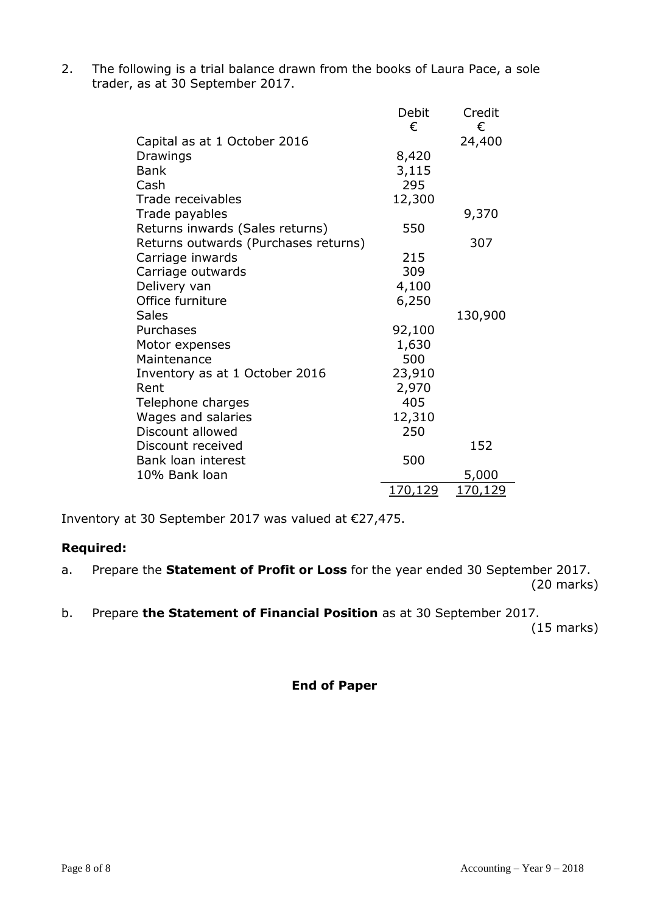2. The following is a trial balance drawn from the books of Laura Pace, a sole trader, as at 30 September 2017.

| | Debit | Credit |
|---|---|---|
| | € | € |
| Capital as at 1 October 2016 | | 24,400 |
| Drawings | 8,420 | |
| Bank | 3,115 | |
| Cash | 295 | |
| Trade receivables | 12,300 | |
| Trade payables | | 9,370 |
| Returns inwards (Sales returns) | 550 | |
| Returns outwards (Purchases returns) | | 307 |
| Carriage inwards | 215 | |
| Carriage outwards | 309 | |
| Delivery van | 4,100 | |
| Office furniture | 6,250 | |
| Sales | | 130,900 |
| Purchases | 92,100 | |
| Motor expenses | 1,630 | |
| Maintenance | 500 | |
| Inventory as at 1 October 2016 | 23,910 | |
| Rent | 2,970 | |
| Telephone charges | 405 | |
| Wages and salaries | 12,310 | |
| Discount allowed | 250 | |
| Discount received | | 152 |
| Bank loan interest | 500 | |
| 10% Bank loan | | 5,000 |
| | 170,129 | 170,129 |

Inventory at 30 September 2017 was valued at €27,475.

**Required:**

a. Prepare the **Statement of Profit or Loss** for the year ended 30 September 2017. (20 marks)

b. Prepare **the Statement of Financial Position** as at 30 September 2017. (15 marks)

**End of Paper**